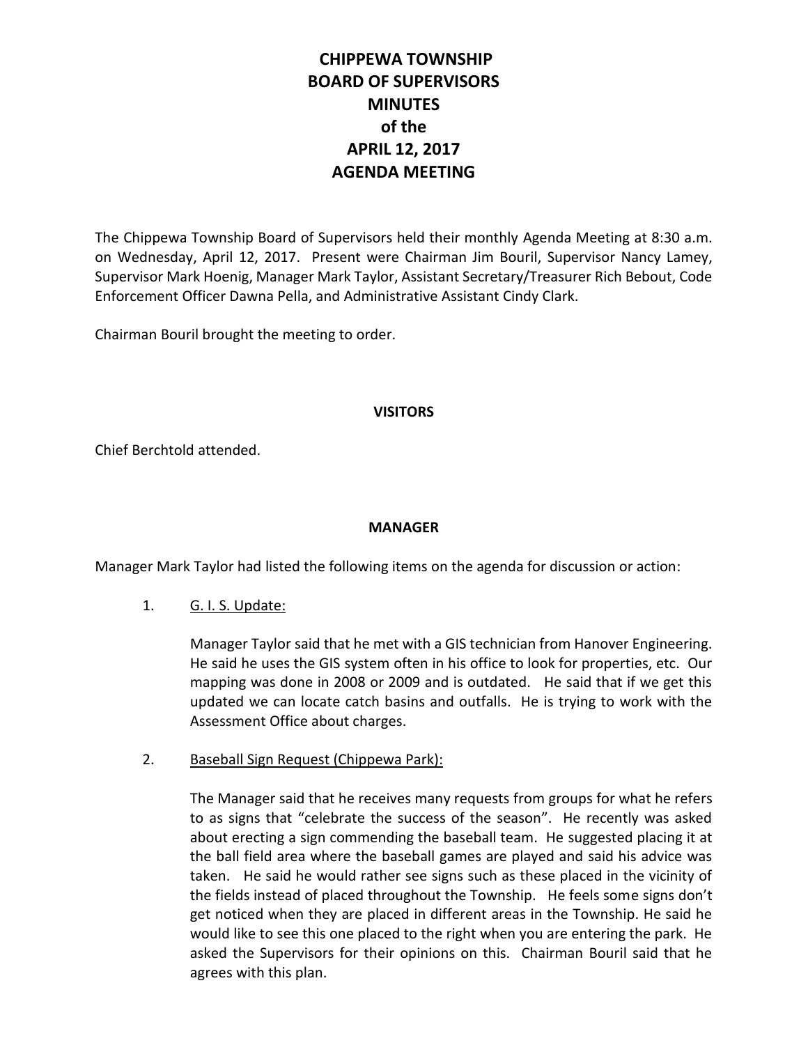# CHIPPEWA TOWNSHIP
# BOARD OF SUPERVISORS
# MINUTES
# of the
# APRIL 12, 2017
# AGENDA MEETING

The Chippewa Township Board of Supervisors held their monthly Agenda Meeting at 8:30 a.m. on Wednesday, April 12, 2017. Present were Chairman Jim Bouril, Supervisor Nancy Lamey, Supervisor Mark Hoenig, Manager Mark Taylor, Assistant Secretary/Treasurer Rich Bebout, Code Enforcement Officer Dawna Pella, and Administrative Assistant Cindy Clark.

Chairman Bouril brought the meeting to order.

## VISITORS

Chief Berchtold attended.

## MANAGER

Manager Mark Taylor had listed the following items on the agenda for discussion or action:

1. <u>G. I. S. Update:</u>

   Manager Taylor said that he met with a GIS technician from Hanover Engineering. He said he uses the GIS system often in his office to look for properties, etc. Our mapping was done in 2008 or 2009 and is outdated. He said that if we get this updated we can locate catch basins and outfalls. He is trying to work with the Assessment Office about charges.

2. <u>Baseball Sign Request (Chippewa Park):</u>

   The Manager said that he receives many requests from groups for what he refers to as signs that "celebrate the success of the season". He recently was asked about erecting a sign commending the baseball team. He suggested placing it at the ball field area where the baseball games are played and said his advice was taken. He said he would rather see signs such as these placed in the vicinity of the fields instead of placed throughout the Township. He feels some signs don't get noticed when they are placed in different areas in the Township. He said he would like to see this one placed to the right when you are entering the park. He asked the Supervisors for their opinions on this. Chairman Bouril said that he agrees with this plan.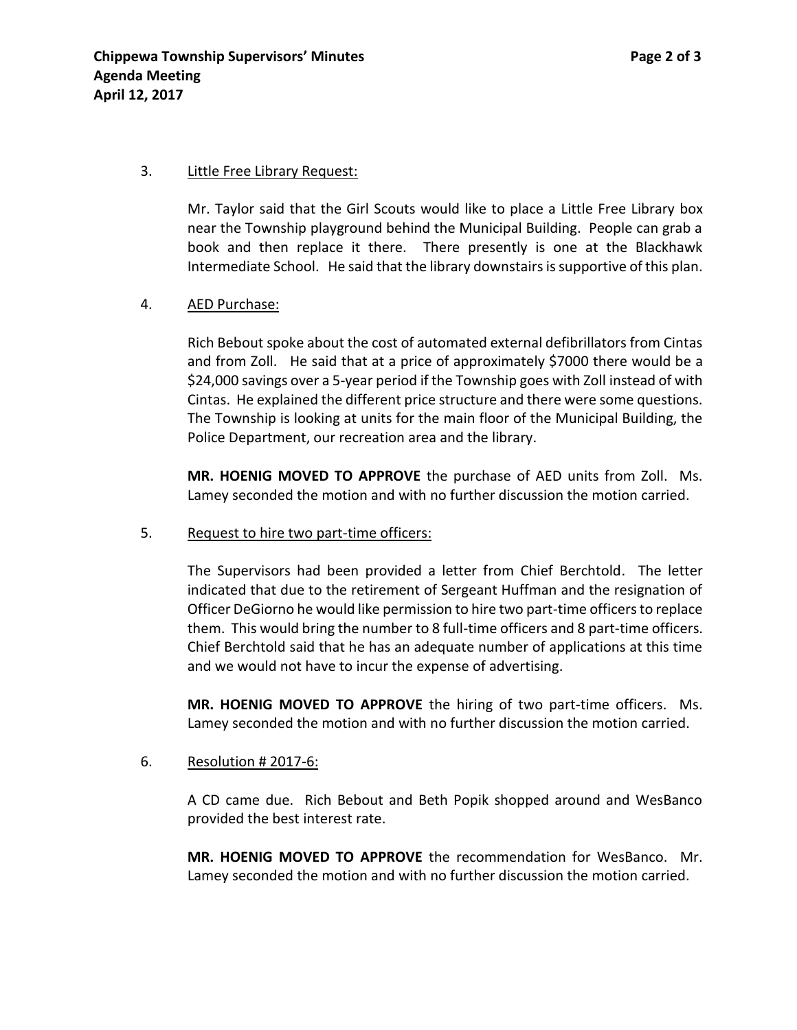3. Little Free Library Request:

   Mr. Taylor said that the Girl Scouts would like to place a Little Free Library box near the Township playground behind the Municipal Building. People can grab a book and then replace it there. There presently is one at the Blackhawk Intermediate School. He said that the library downstairs is supportive of this plan.

4. AED Purchase:

   Rich Bebout spoke about the cost of automated external defibrillators from Cintas and from Zoll. He said that at a price of approximately $7000 there would be a $24,000 savings over a 5-year period if the Township goes with Zoll instead of with Cintas. He explained the different price structure and there were some questions. The Township is looking at units for the main floor of the Municipal Building, the Police Department, our recreation area and the library.

   **MR. HOENIG MOVED TO APPROVE** the purchase of AED units from Zoll. Ms. Lamey seconded the motion and with no further discussion the motion carried.

5. Request to hire two part-time officers:

   The Supervisors had been provided a letter from Chief Berchtold. The letter indicated that due to the retirement of Sergeant Huffman and the resignation of Officer DeGiorno he would like permission to hire two part-time officers to replace them. This would bring the number to 8 full-time officers and 8 part-time officers. Chief Berchtold said that he has an adequate number of applications at this time and we would not have to incur the expense of advertising.

   **MR. HOENIG MOVED TO APPROVE** the hiring of two part-time officers. Ms. Lamey seconded the motion and with no further discussion the motion carried.

6. Resolution # 2017-6:

   A CD came due. Rich Bebout and Beth Popik shopped around and WesBanco provided the best interest rate.

   **MR. HOENIG MOVED TO APPROVE** the recommendation for WesBanco. Mr. Lamey seconded the motion and with no further discussion the motion carried.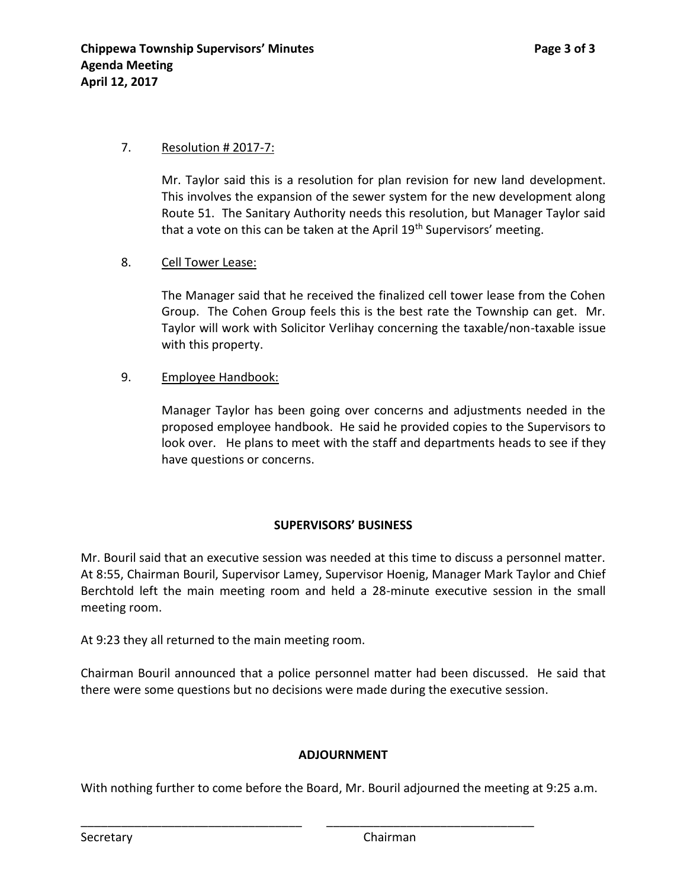7. Resolution # 2017-7:

   Mr. Taylor said this is a resolution for plan revision for new land development. This involves the expansion of the sewer system for the new development along Route 51. The Sanitary Authority needs this resolution, but Manager Taylor said that a vote on this can be taken at the April 19th Supervisors' meeting.

8. Cell Tower Lease:

   The Manager said that he received the finalized cell tower lease from the Cohen Group. The Cohen Group feels this is the best rate the Township can get. Mr. Taylor will work with Solicitor Verlihay concerning the taxable/non-taxable issue with this property.

9. Employee Handbook:

   Manager Taylor has been going over concerns and adjustments needed in the proposed employee handbook. He said he provided copies to the Supervisors to look over. He plans to meet with the staff and departments heads to see if they have questions or concerns.

## SUPERVISORS' BUSINESS

Mr. Bouril said that an executive session was needed at this time to discuss a personnel matter. At 8:55, Chairman Bouril, Supervisor Lamey, Supervisor Hoenig, Manager Mark Taylor and Chief Berchtold left the main meeting room and held a 28-minute executive session in the small meeting room.

At 9:23 they all returned to the main meeting room.

Chairman Bouril announced that a police personnel matter had been discussed. He said that there were some questions but no decisions were made during the executive session.

## ADJOURNMENT

With nothing further to come before the Board, Mr. Bouril adjourned the meeting at 9:25 a.m.

_________________________________ _______________________________

Secretary Chairman